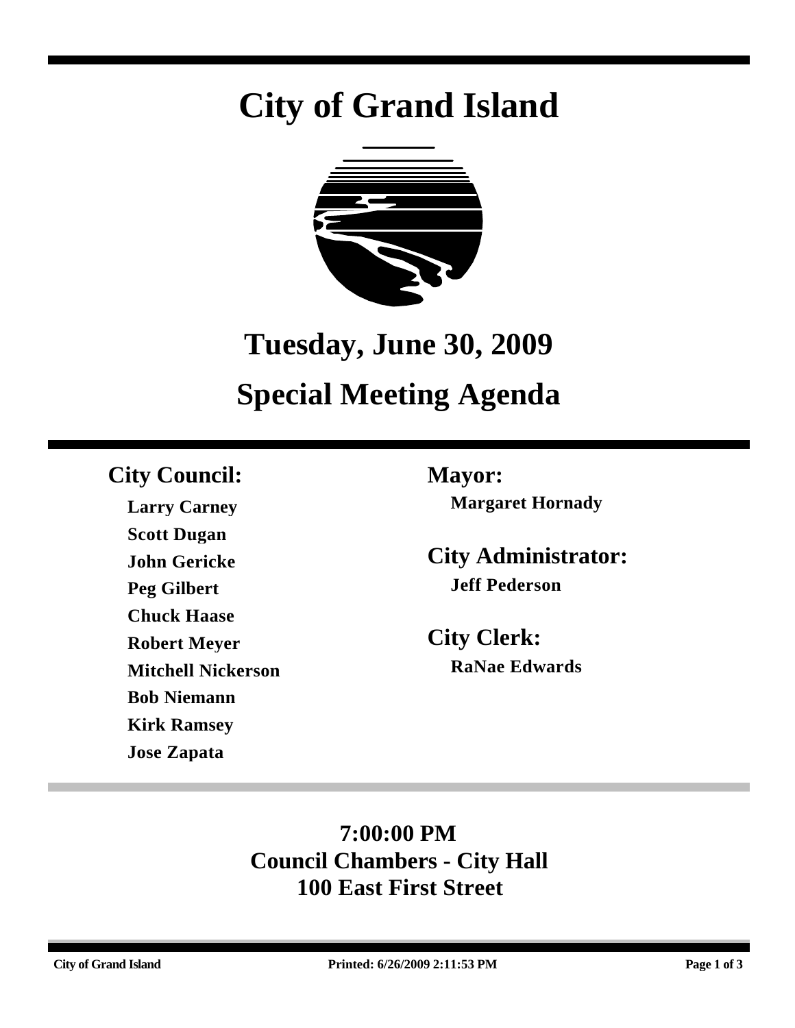# City of Grand Island

## Tuesday, June 30, 2009

## Special Meeting Agenda

### City Council:

**Larry Carney**
**Scott Dugan**
**John Gericke**
**Peg Gilbert**
**Chuck Haase**
**Robert Meyer**
**Mitchell Nickerson**
**Bob Niemann**
**Kirk Ramsey**
**Jose Zapata**

### Mayor:

**Margaret Hornady**

### City Administrator:

**Jeff Pederson**

### City Clerk:

**RaNae Edwards**

**7:00:00 PM**
**Council Chambers - City Hall**
**100 East First Street**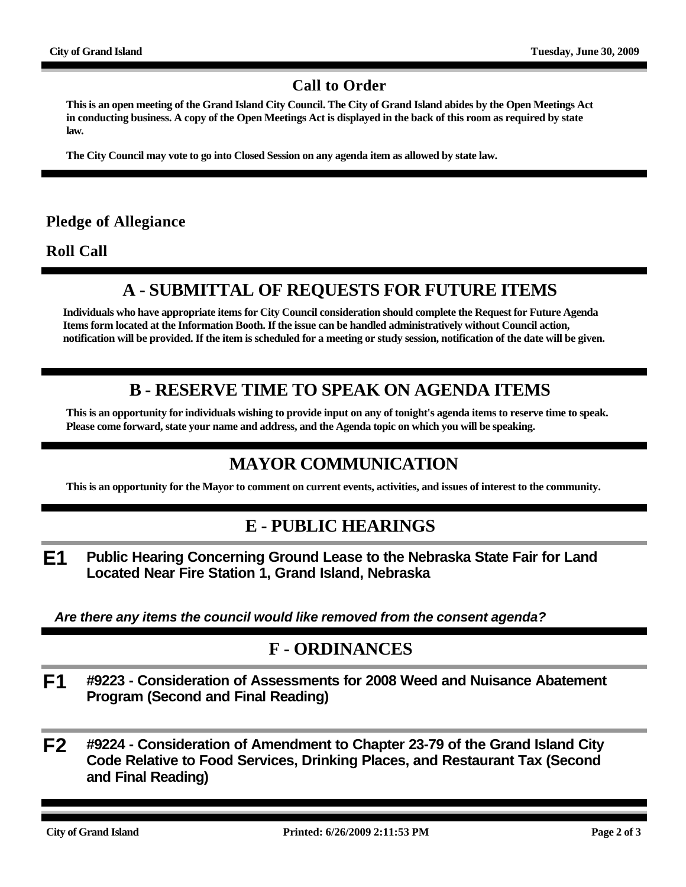## Call to Order

**This is an open meeting of the Grand Island City Council. The City of Grand Island abides by the Open Meetings Act in conducting business. A copy of the Open Meetings Act is displayed in the back of this room as required by state law.**

**The City Council may vote to go into Closed Session on any agenda item as allowed by state law.**

### Pledge of Allegiance

### Roll Call

## A - SUBMITTAL OF REQUESTS FOR FUTURE ITEMS

**Individuals who have appropriate items for City Council consideration should complete the Request for Future Agenda Items form located at the Information Booth. If the issue can be handled administratively without Council action, notification will be provided. If the item is scheduled for a meeting or study session, notification of the date will be given.**

## B - RESERVE TIME TO SPEAK ON AGENDA ITEMS

**This is an opportunity for individuals wishing to provide input on any of tonight's agenda items to reserve time to speak. Please come forward, state your name and address, and the Agenda topic on which you will be speaking.**

## MAYOR COMMUNICATION

**This is an opportunity for the Mayor to comment on current events, activities, and issues of interest to the community.**

## E - PUBLIC HEARINGS

**E1** **Public Hearing Concerning Ground Lease to the Nebraska State Fair for Land Located Near Fire Station 1, Grand Island, Nebraska**

***Are there any items the council would like removed from the consent agenda?***

## F - ORDINANCES

**F1** **#9223 - Consideration of Assessments for 2008 Weed and Nuisance Abatement Program (Second and Final Reading)**

**F2** **#9224 - Consideration of Amendment to Chapter 23-79 of the Grand Island City Code Relative to Food Services, Drinking Places, and Restaurant Tax (Second and Final Reading)**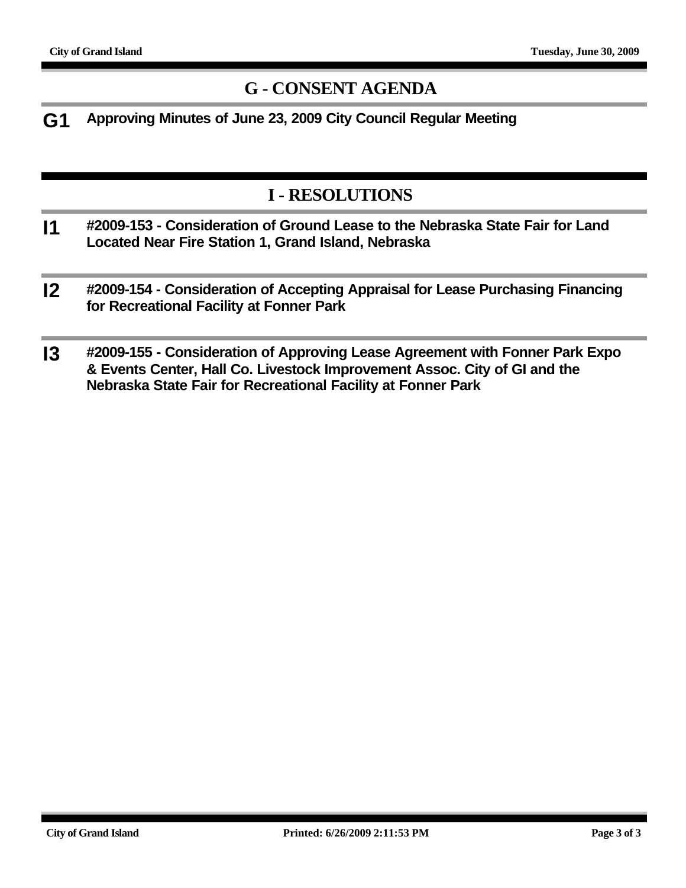## G - CONSENT AGENDA

**G1** **Approving Minutes of June 23, 2009 City Council Regular Meeting**

## I - RESOLUTIONS

**I1** **#2009-153 - Consideration of Ground Lease to the Nebraska State Fair for Land Located Near Fire Station 1, Grand Island, Nebraska**

**I2** **#2009-154 - Consideration of Accepting Appraisal for Lease Purchasing Financing for Recreational Facility at Fonner Park**

**I3** **#2009-155 - Consideration of Approving Lease Agreement with Fonner Park Expo & Events Center, Hall Co. Livestock Improvement Assoc. City of GI and the Nebraska State Fair for Recreational Facility at Fonner Park**